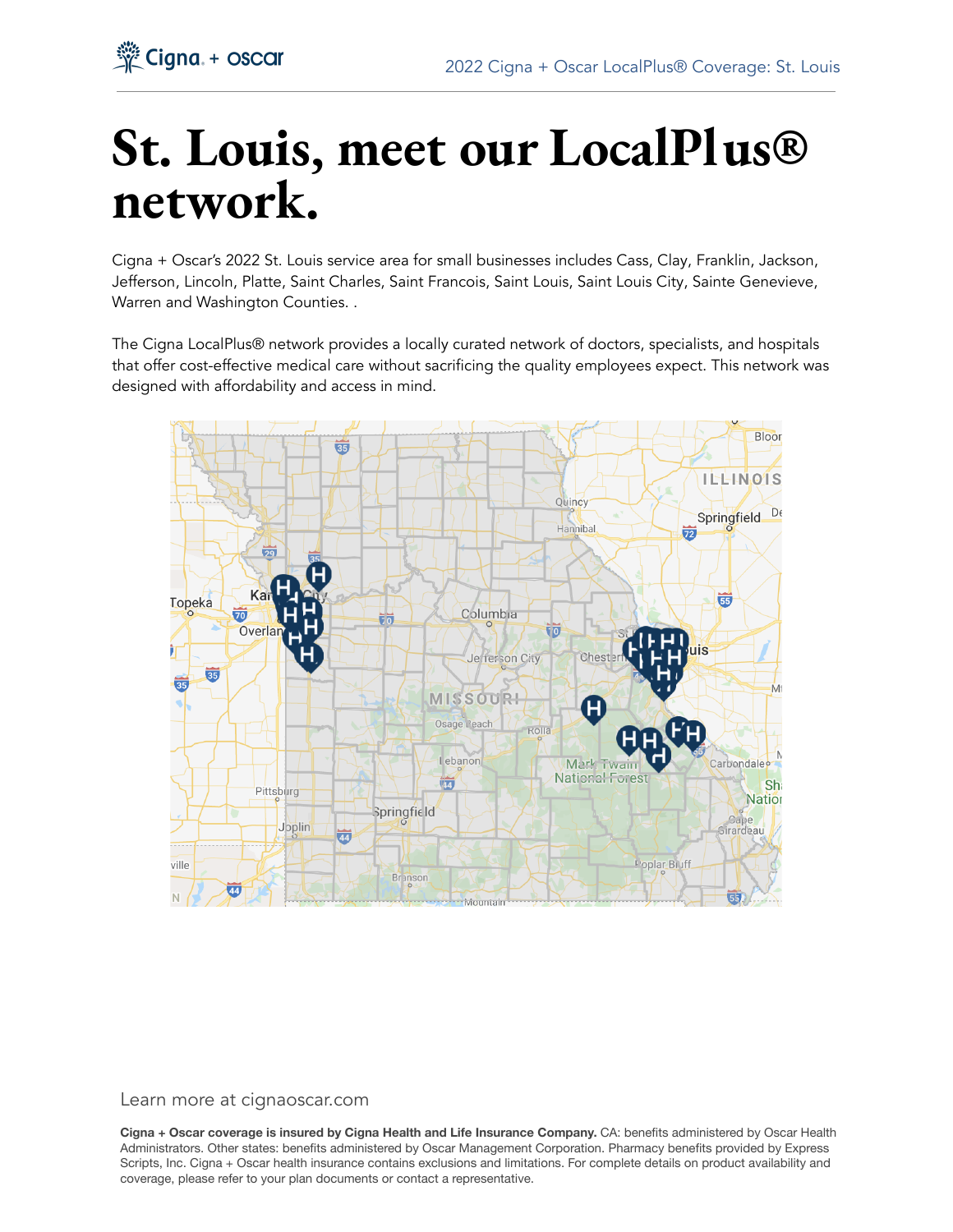# St. Louis, meet our LocalPlus® network.

Cigna + Oscar's 2022 St. Louis service area for small businesses includes Cass, Clay, Franklin, Jackson, Jefferson, Lincoln, Platte, Saint Charles, Saint Francois, Saint Louis, Saint Louis City, Sainte Genevieve, Warren and Washington Counties. .

The Cigna LocalPlus® network provides a locally curated network of doctors, specialists, and hospitals that offer cost-effective medical care without sacrificing the quality employees expect. This network was designed with affordability and access in mind.

Learn more at cignaoscar.com

**Cigna + Oscar coverage is insured by Cigna Health and Life Insurance Company.** CA: benefits administered by Oscar Health Administrators. Other states: benefits administered by Oscar Management Corporation. Pharmacy benefits provided by Express Scripts, Inc. Cigna + Oscar health insurance contains exclusions and limitations. For complete details on product availability and coverage, please refer to your plan documents or contact a representative.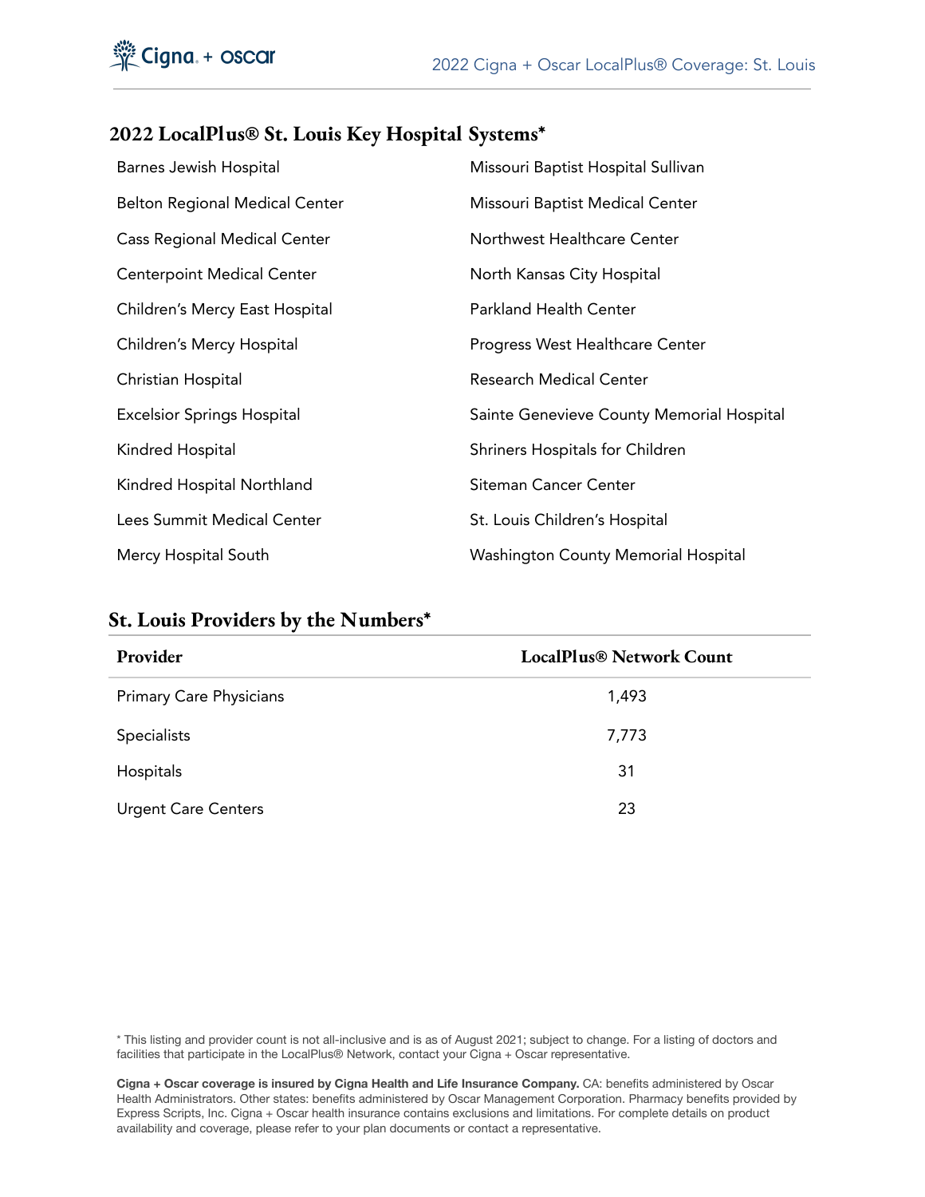## 2022 LocalPlus® St. Louis Key Hospital Systems*

- Barnes Jewish Hospital
- Belton Regional Medical Center
- Cass Regional Medical Center
- Centerpoint Medical Center
- Children's Mercy East Hospital
- Children's Mercy Hospital
- Christian Hospital
- Excelsior Springs Hospital
- Kindred Hospital
- Kindred Hospital Northland
- Lees Summit Medical Center
- Mercy Hospital South
- Missouri Baptist Hospital Sullivan
- Missouri Baptist Medical Center
- Northwest Healthcare Center
- North Kansas City Hospital
- Parkland Health Center
- Progress West Healthcare Center
- Research Medical Center
- Sainte Genevieve County Memorial Hospital
- Shriners Hospitals for Children
- Siteman Cancer Center
- St. Louis Children's Hospital
- Washington County Memorial Hospital

## St. Louis Providers by the Numbers*

| Provider | LocalPlus® Network Count |
| --- | --- |
| Primary Care Physicians | 1,493 |
| Specialists | 7,773 |
| Hospitals | 31 |
| Urgent Care Centers | 23 |

* This listing and provider count is not all-inclusive and is as of August 2021; subject to change. For a listing of doctors and facilities that participate in the LocalPlus® Network, contact your Cigna + Oscar representative.

**Cigna + Oscar coverage is insured by Cigna Health and Life Insurance Company.** CA: benefits administered by Oscar Health Administrators. Other states: benefits administered by Oscar Management Corporation. Pharmacy benefits provided by Express Scripts, Inc. Cigna + Oscar health insurance contains exclusions and limitations. For complete details on product availability and coverage, please refer to your plan documents or contact a representative.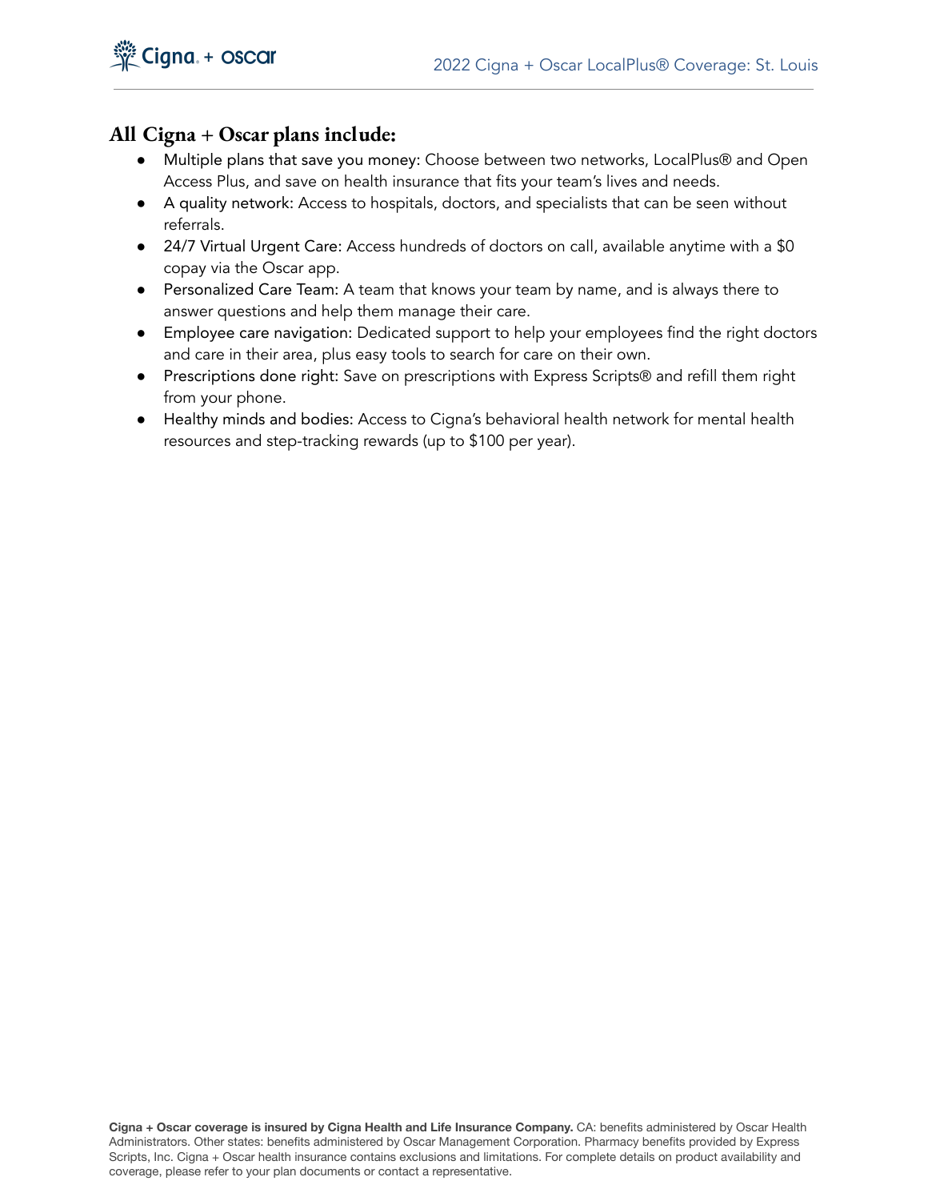## All Cigna + Oscar plans include:

- Multiple plans that save you money: Choose between two networks, LocalPlus® and Open Access Plus, and save on health insurance that fits your team's lives and needs.
- A quality network: Access to hospitals, doctors, and specialists that can be seen without referrals.
- 24/7 Virtual Urgent Care: Access hundreds of doctors on call, available anytime with a $0 copay via the Oscar app.
- Personalized Care Team: A team that knows your team by name, and is always there to answer questions and help them manage their care.
- Employee care navigation: Dedicated support to help your employees find the right doctors and care in their area, plus easy tools to search for care on their own.
- Prescriptions done right: Save on prescriptions with Express Scripts® and refill them right from your phone.
- Healthy minds and bodies: Access to Cigna's behavioral health network for mental health resources and step-tracking rewards (up to $100 per year).

**Cigna + Oscar coverage is insured by Cigna Health and Life Insurance Company.** CA: benefits administered by Oscar Health Administrators. Other states: benefits administered by Oscar Management Corporation. Pharmacy benefits provided by Express Scripts, Inc. Cigna + Oscar health insurance contains exclusions and limitations. For complete details on product availability and coverage, please refer to your plan documents or contact a representative.